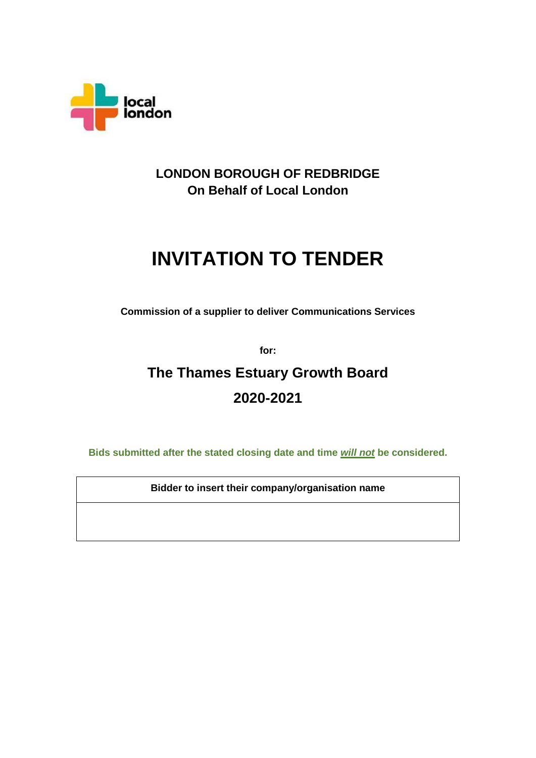**LONDON BOROUGH OF REDBRIDGE**
**On Behalf of Local London**

# INVITATION TO TENDER

**Commission of a supplier to deliver Communications Services**

**for:**

## The Thames Estuary Growth Board

## 2020-2021

**Bids submitted after the stated closing date and time _will not_ be considered.**

| Bidder to insert their company/organisation name |
|---|
| |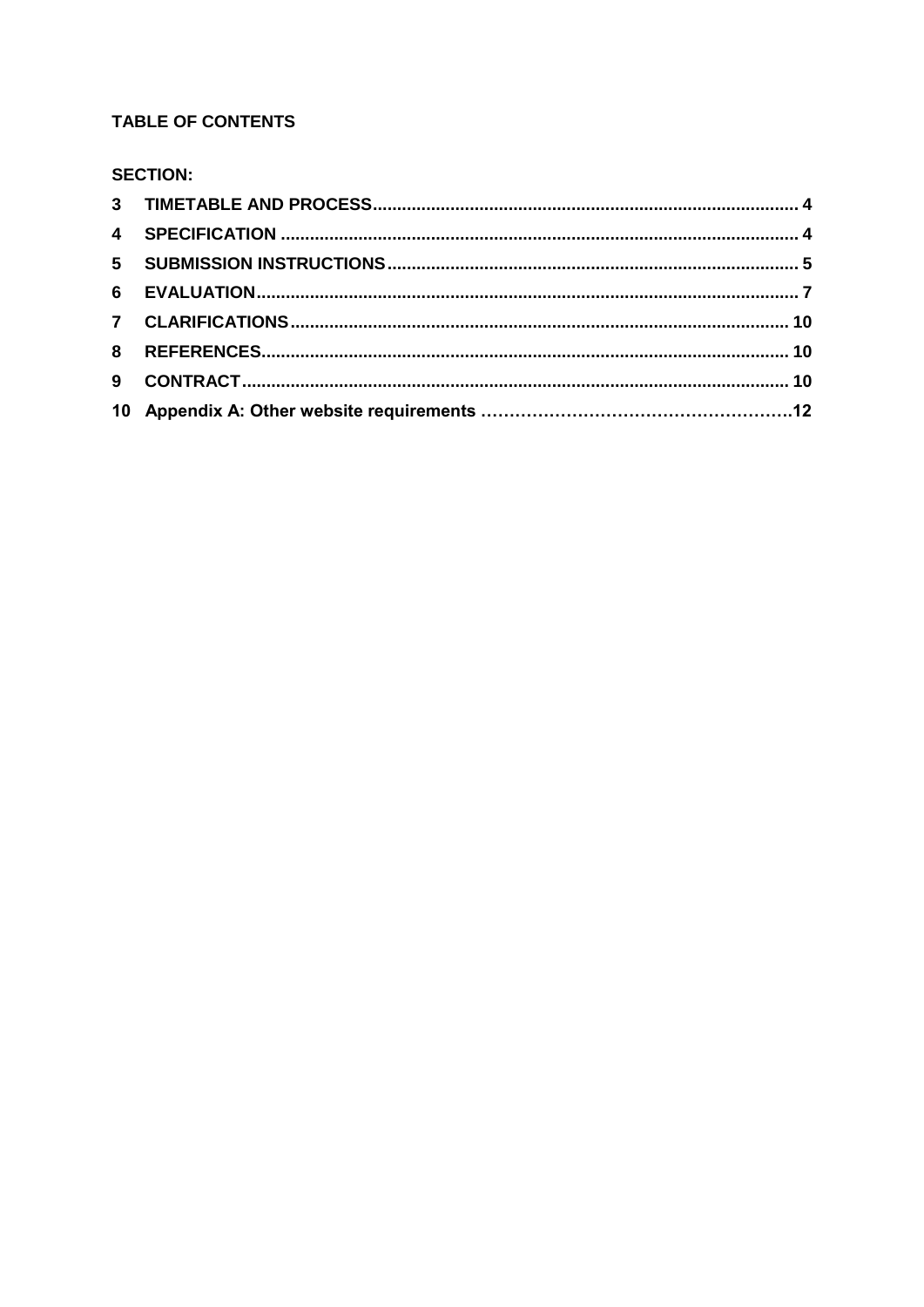**TABLE OF CONTENTS**

**SECTION:**

| | | |
|---|---|---|
| **3** | **TIMETABLE AND PROCESS** | **4** |
| **4** | **SPECIFICATION** | **4** |
| **5** | **SUBMISSION INSTRUCTIONS** | **5** |
| **6** | **EVALUATION** | **7** |
| **7** | **CLARIFICATIONS** | **10** |
| **8** | **REFERENCES** | **10** |
| **9** | **CONTRACT** | **10** |
| **10** | **Appendix A: Other website requirements** | **12** |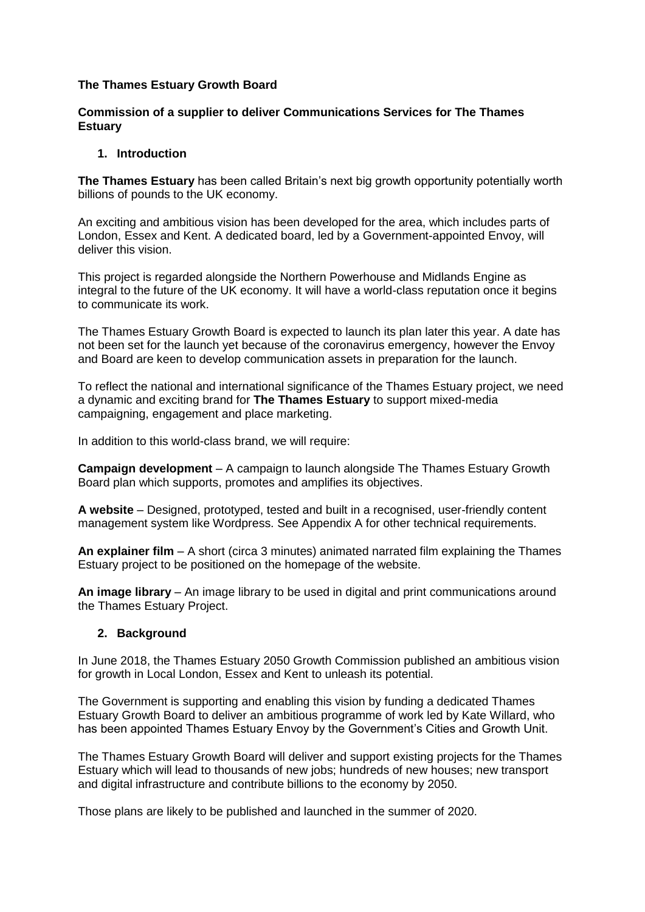**The Thames Estuary Growth Board**

**Commission of a supplier to deliver Communications Services for The Thames Estuary**

## 1. Introduction

**The Thames Estuary** has been called Britain's next big growth opportunity potentially worth billions of pounds to the UK economy.

An exciting and ambitious vision has been developed for the area, which includes parts of London, Essex and Kent. A dedicated board, led by a Government-appointed Envoy, will deliver this vision.

This project is regarded alongside the Northern Powerhouse and Midlands Engine as integral to the future of the UK economy. It will have a world-class reputation once it begins to communicate its work.

The Thames Estuary Growth Board is expected to launch its plan later this year. A date has not been set for the launch yet because of the coronavirus emergency, however the Envoy and Board are keen to develop communication assets in preparation for the launch.

To reflect the national and international significance of the Thames Estuary project, we need a dynamic and exciting brand for **The Thames Estuary** to support mixed-media campaigning, engagement and place marketing.

In addition to this world-class brand, we will require:

**Campaign development** – A campaign to launch alongside The Thames Estuary Growth Board plan which supports, promotes and amplifies its objectives.

**A website** – Designed, prototyped, tested and built in a recognised, user-friendly content management system like Wordpress. See Appendix A for other technical requirements.

**An explainer film** – A short (circa 3 minutes) animated narrated film explaining the Thames Estuary project to be positioned on the homepage of the website.

**An image library** – An image library to be used in digital and print communications around the Thames Estuary Project.

## 2. Background

In June 2018, the Thames Estuary 2050 Growth Commission published an ambitious vision for growth in Local London, Essex and Kent to unleash its potential.

The Government is supporting and enabling this vision by funding a dedicated Thames Estuary Growth Board to deliver an ambitious programme of work led by Kate Willard, who has been appointed Thames Estuary Envoy by the Government's Cities and Growth Unit.

The Thames Estuary Growth Board will deliver and support existing projects for the Thames Estuary which will lead to thousands of new jobs; hundreds of new houses; new transport and digital infrastructure and contribute billions to the economy by 2050.

Those plans are likely to be published and launched in the summer of 2020.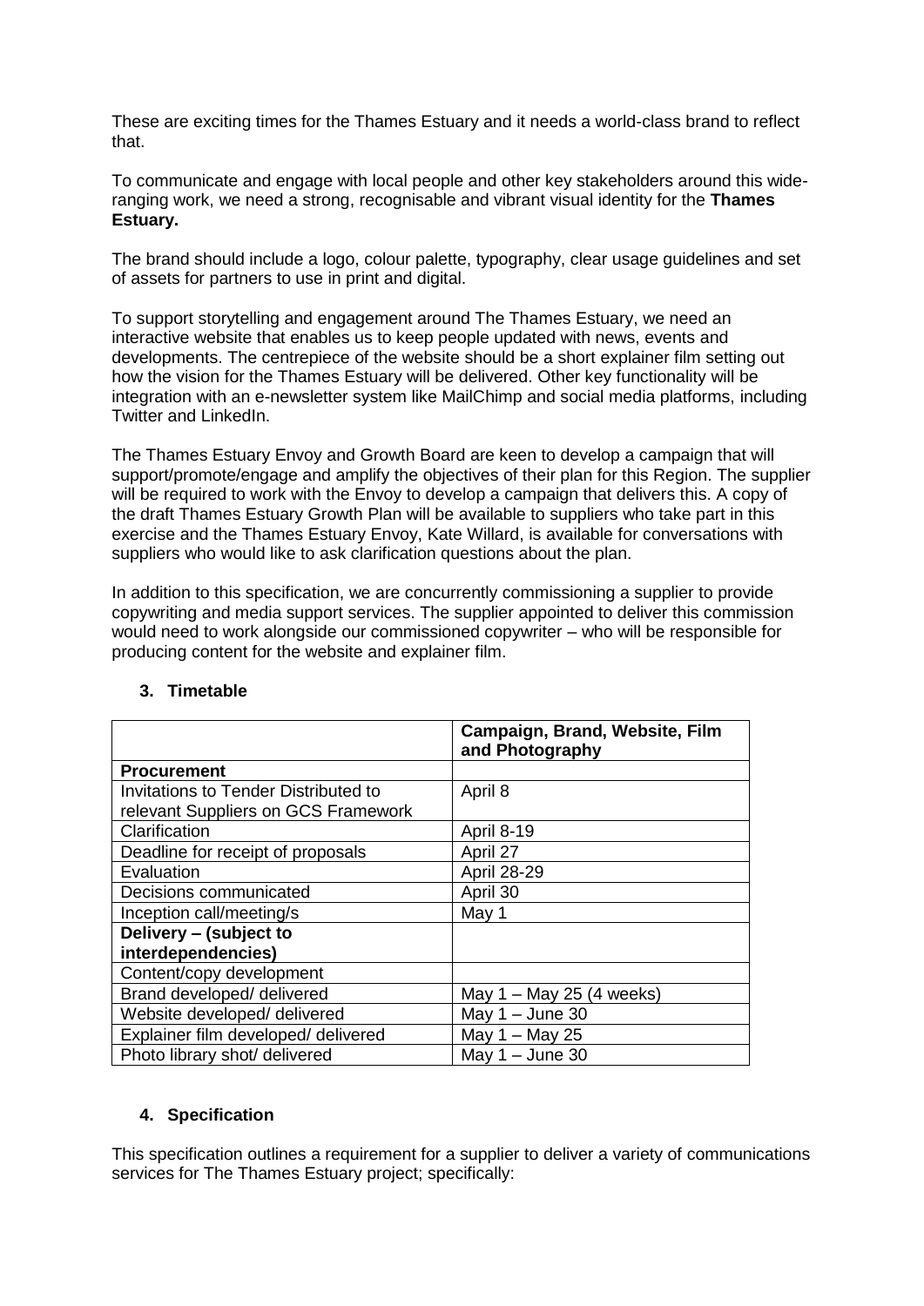These are exciting times for the Thames Estuary and it needs a world-class brand to reflect that.

To communicate and engage with local people and other key stakeholders around this wide-ranging work, we need a strong, recognisable and vibrant visual identity for the **Thames Estuary.**

The brand should include a logo, colour palette, typography, clear usage guidelines and set of assets for partners to use in print and digital.

To support storytelling and engagement around The Thames Estuary, we need an interactive website that enables us to keep people updated with news, events and developments. The centrepiece of the website should be a short explainer film setting out how the vision for the Thames Estuary will be delivered. Other key functionality will be integration with an e-newsletter system like MailChimp and social media platforms, including Twitter and LinkedIn.

The Thames Estuary Envoy and Growth Board are keen to develop a campaign that will support/promote/engage and amplify the objectives of their plan for this Region. The supplier will be required to work with the Envoy to develop a campaign that delivers this. A copy of the draft Thames Estuary Growth Plan will be available to suppliers who take part in this exercise and the Thames Estuary Envoy, Kate Willard, is available for conversations with suppliers who would like to ask clarification questions about the plan.

In addition to this specification, we are concurrently commissioning a supplier to provide copywriting and media support services. The supplier appointed to deliver this commission would need to work alongside our commissioned copywriter – who will be responsible for producing content for the website and explainer film.

### 3. Timetable

| | **Campaign, Brand, Website, Film and Photography** |
|---|---|
| **Procurement** | |
| Invitations to Tender Distributed to relevant Suppliers on GCS Framework | April 8 |
| Clarification | April 8-19 |
| Deadline for receipt of proposals | April 27 |
| Evaluation | April 28-29 |
| Decisions communicated | April 30 |
| Inception call/meeting/s | May 1 |
| **Delivery – (subject to interdependencies)** | |
| Content/copy development | |
| Brand developed/ delivered | May 1 – May 25 (4 weeks) |
| Website developed/ delivered | May 1 – June 30 |
| Explainer film developed/ delivered | May 1 – May 25 |
| Photo library shot/ delivered | May 1 – June 30 |

### 4. Specification

This specification outlines a requirement for a supplier to deliver a variety of communications services for The Thames Estuary project; specifically: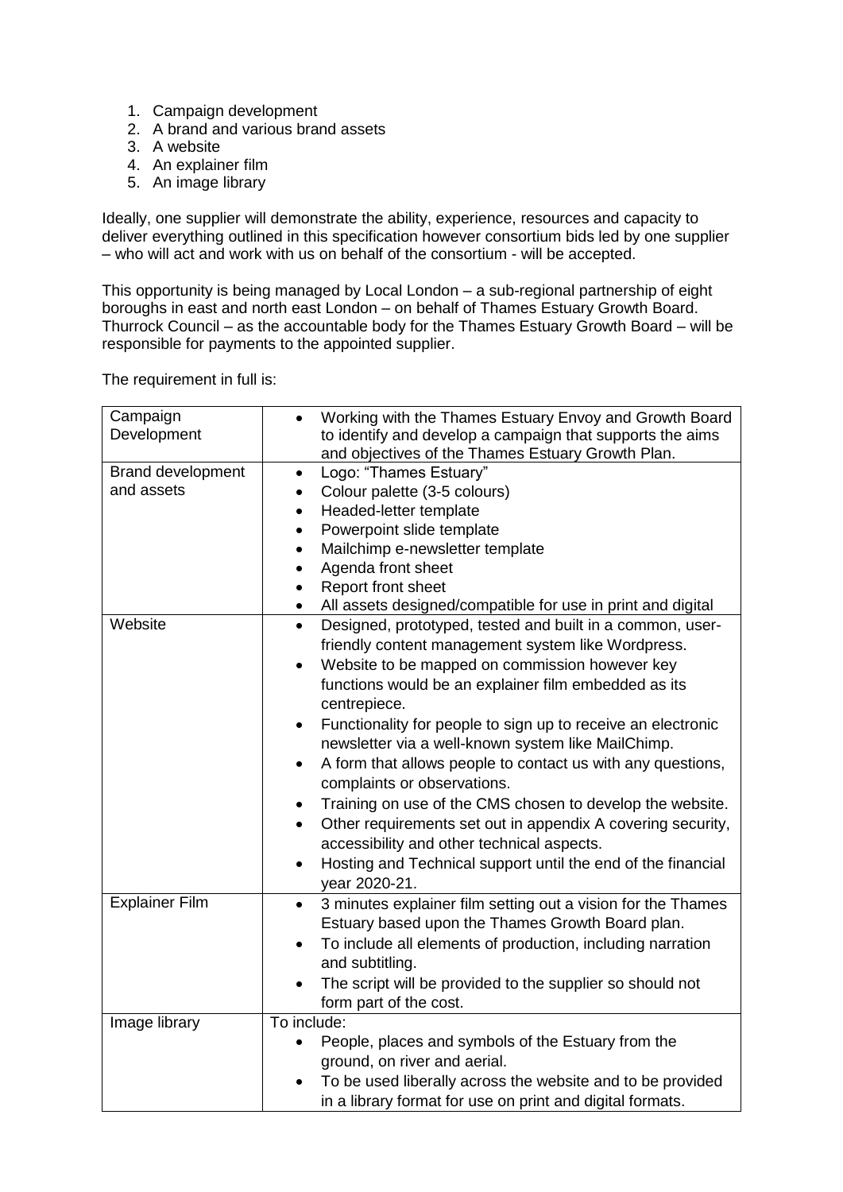1. Campaign development
2. A brand and various brand assets
3. A website
4. An explainer film
5. An image library

Ideally, one supplier will demonstrate the ability, experience, resources and capacity to deliver everything outlined in this specification however consortium bids led by one supplier – who will act and work with us on behalf of the consortium - will be accepted.

This opportunity is being managed by Local London – a sub-regional partnership of eight boroughs in east and north east London – on behalf of Thames Estuary Growth Board. Thurrock Council – as the accountable body for the Thames Estuary Growth Board – will be responsible for payments to the appointed supplier.

The requirement in full is:

| Campaign Development | • Working with the Thames Estuary Envoy and Growth Board to identify and develop a campaign that supports the aims and objectives of the Thames Estuary Growth Plan. |
|---|---|
| Brand development and assets | • Logo: "Thames Estuary"<br>• Colour palette (3-5 colours)<br>• Headed-letter template<br>• Powerpoint slide template<br>• Mailchimp e-newsletter template<br>• Agenda front sheet<br>• Report front sheet<br>• All assets designed/compatible for use in print and digital |
| Website | • Designed, prototyped, tested and built in a common, user-friendly content management system like Wordpress.<br>• Website to be mapped on commission however key functions would be an explainer film embedded as its centrepiece.<br>• Functionality for people to sign up to receive an electronic newsletter via a well-known system like MailChimp.<br>• A form that allows people to contact us with any questions, complaints or observations.<br>• Training on use of the CMS chosen to develop the website.<br>• Other requirements set out in appendix A covering security, accessibility and other technical aspects.<br>• Hosting and Technical support until the end of the financial year 2020-21. |
| Explainer Film | • 3 minutes explainer film setting out a vision for the Thames Estuary based upon the Thames Growth Board plan.<br>• To include all elements of production, including narration and subtitling.<br>• The script will be provided to the supplier so should not form part of the cost. |
| Image library | To include:<br>• People, places and symbols of the Estuary from the ground, on river and aerial.<br>• To be used liberally across the website and to be provided in a library format for use on print and digital formats. |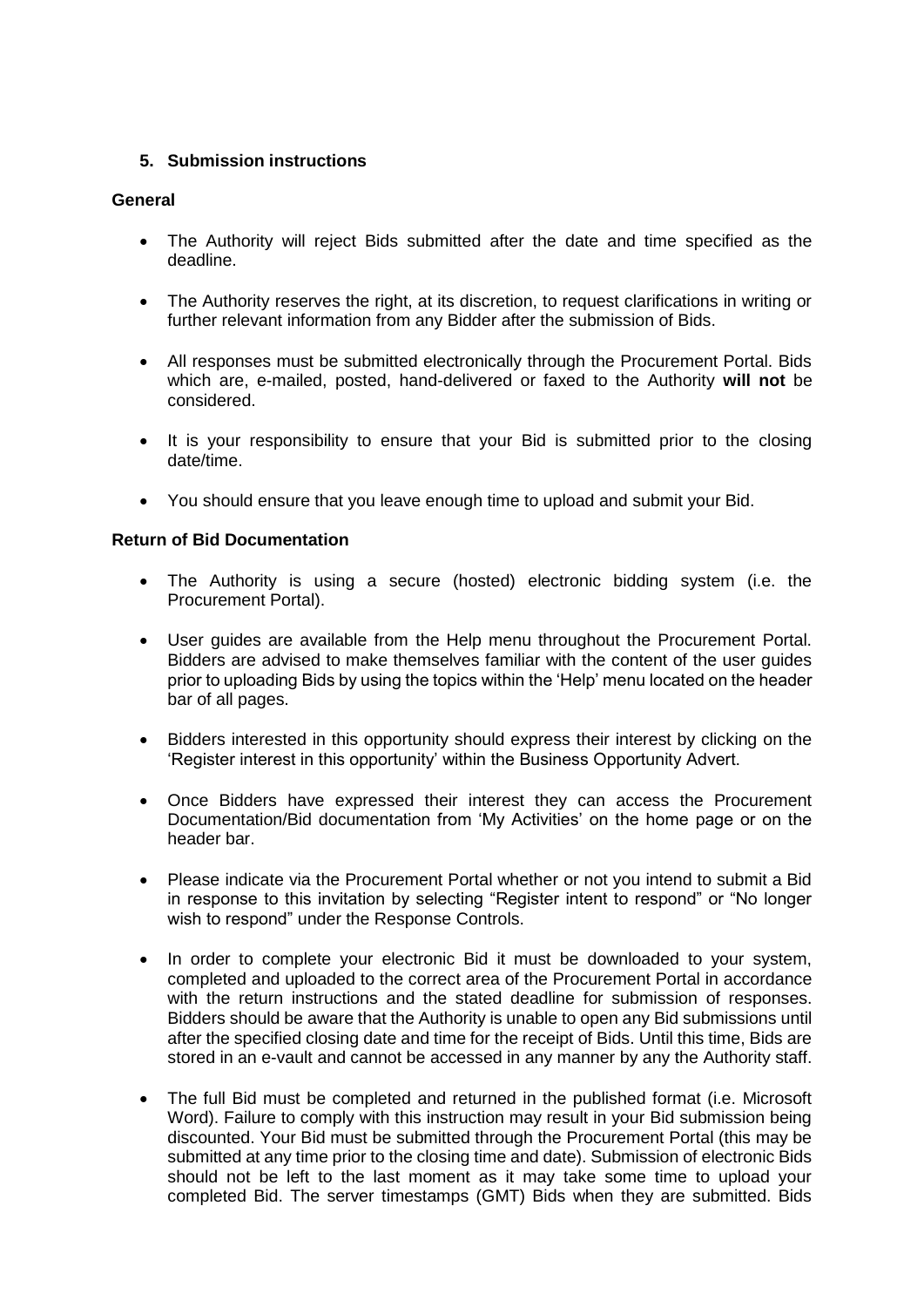## 5. Submission instructions

**General**

- The Authority will reject Bids submitted after the date and time specified as the deadline.
- The Authority reserves the right, at its discretion, to request clarifications in writing or further relevant information from any Bidder after the submission of Bids.
- All responses must be submitted electronically through the Procurement Portal. Bids which are, e-mailed, posted, hand-delivered or faxed to the Authority **will not** be considered.
- It is your responsibility to ensure that your Bid is submitted prior to the closing date/time.
- You should ensure that you leave enough time to upload and submit your Bid.

**Return of Bid Documentation**

- The Authority is using a secure (hosted) electronic bidding system (i.e. the Procurement Portal).
- User guides are available from the Help menu throughout the Procurement Portal. Bidders are advised to make themselves familiar with the content of the user guides prior to uploading Bids by using the topics within the 'Help' menu located on the header bar of all pages.
- Bidders interested in this opportunity should express their interest by clicking on the 'Register interest in this opportunity' within the Business Opportunity Advert.
- Once Bidders have expressed their interest they can access the Procurement Documentation/Bid documentation from 'My Activities' on the home page or on the header bar.
- Please indicate via the Procurement Portal whether or not you intend to submit a Bid in response to this invitation by selecting "Register intent to respond" or "No longer wish to respond" under the Response Controls.
- In order to complete your electronic Bid it must be downloaded to your system, completed and uploaded to the correct area of the Procurement Portal in accordance with the return instructions and the stated deadline for submission of responses. Bidders should be aware that the Authority is unable to open any Bid submissions until after the specified closing date and time for the receipt of Bids. Until this time, Bids are stored in an e-vault and cannot be accessed in any manner by any the Authority staff.
- The full Bid must be completed and returned in the published format (i.e. Microsoft Word). Failure to comply with this instruction may result in your Bid submission being discounted. Your Bid must be submitted through the Procurement Portal (this may be submitted at any time prior to the closing time and date). Submission of electronic Bids should not be left to the last moment as it may take some time to upload your completed Bid. The server timestamps (GMT) Bids when they are submitted. Bids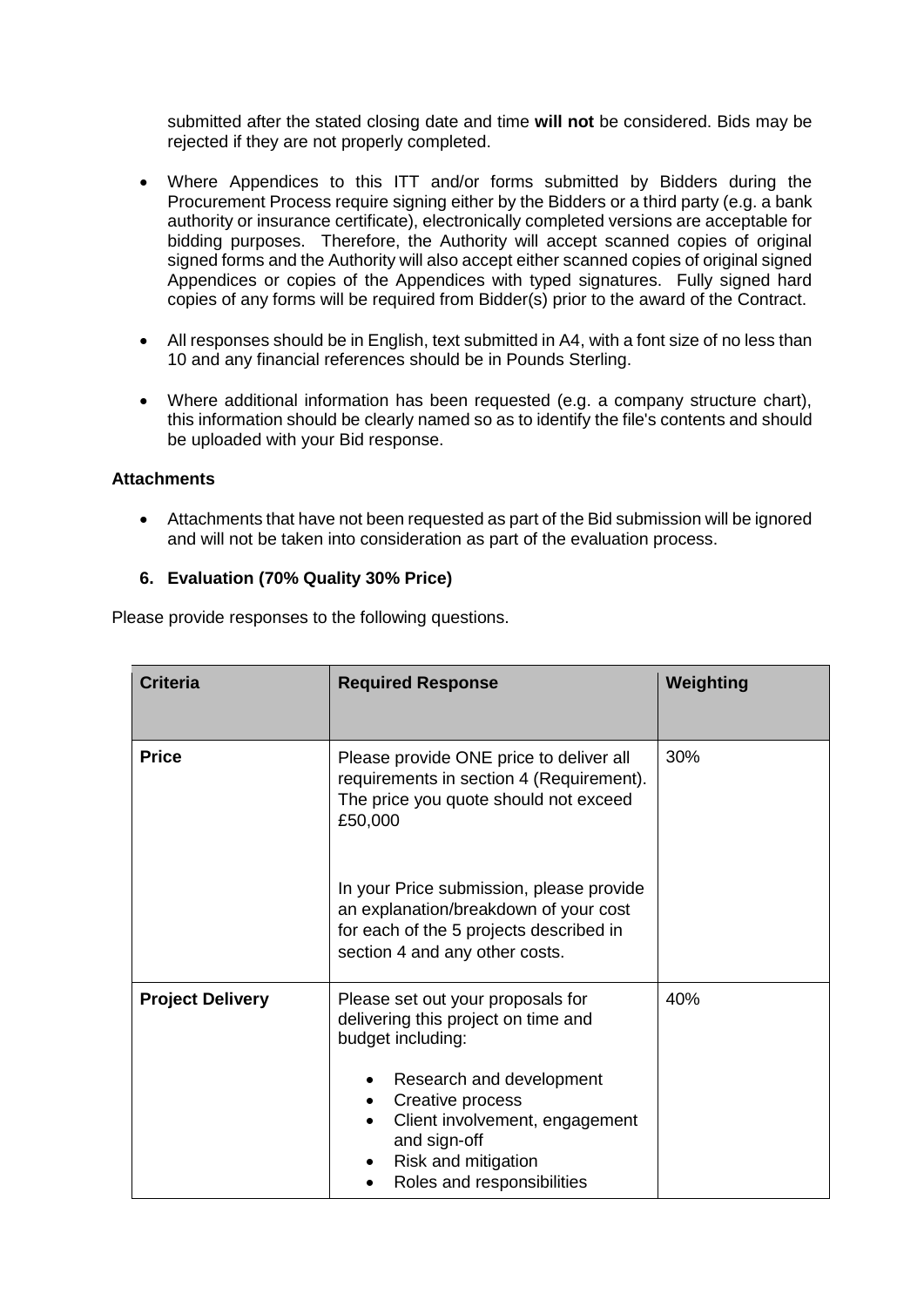submitted after the stated closing date and time **will not** be considered. Bids may be rejected if they are not properly completed.

- Where Appendices to this ITT and/or forms submitted by Bidders during the Procurement Process require signing either by the Bidders or a third party (e.g. a bank authority or insurance certificate), electronically completed versions are acceptable for bidding purposes. Therefore, the Authority will accept scanned copies of original signed forms and the Authority will also accept either scanned copies of original signed Appendices or copies of the Appendices with typed signatures. Fully signed hard copies of any forms will be required from Bidder(s) prior to the award of the Contract.

- All responses should be in English, text submitted in A4, with a font size of no less than 10 and any financial references should be in Pounds Sterling.

- Where additional information has been requested (e.g. a company structure chart), this information should be clearly named so as to identify the file's contents and should be uploaded with your Bid response.

**Attachments**

- Attachments that have not been requested as part of the Bid submission will be ignored and will not be taken into consideration as part of the evaluation process.

**6. Evaluation (70% Quality 30% Price)**

Please provide responses to the following questions.

| Criteria | Required Response | Weighting |
|---|---|---|
| **Price** | Please provide ONE price to deliver all requirements in section 4 (Requirement). The price you quote should not exceed £50,000<br><br>In your Price submission, please provide an explanation/breakdown of your cost for each of the 5 projects described in section 4 and any other costs. | 30% |
| **Project Delivery** | Please set out your proposals for delivering this project on time and budget including:<br>• Research and development<br>• Creative process<br>• Client involvement, engagement and sign-off<br>• Risk and mitigation<br>• Roles and responsibilities | 40% |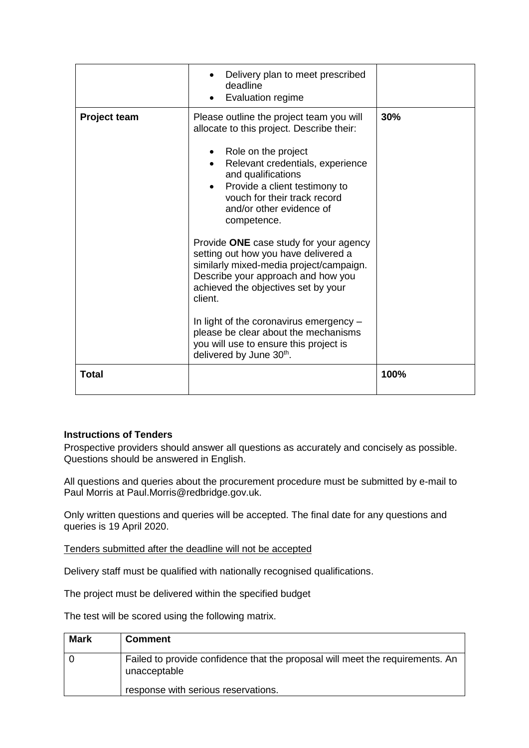| | | |
|---|---|---|
| | • Delivery plan to meet prescribed deadline<br>• Evaluation regime | |
| **Project team** | Please outline the project team you will allocate to this project. Describe their:<br><br>• Role on the project<br>• Relevant credentials, experience and qualifications<br>• Provide a client testimony to vouch for their track record and/or other evidence of competence.<br><br>Provide **ONE** case study for your agency setting out how you have delivered a similarly mixed-media project/campaign. Describe your approach and how you achieved the objectives set by your client.<br><br>In light of the coronavirus emergency – please be clear about the mechanisms you will use to ensure this project is delivered by June 30th. | **30%** |
| **Total** | | **100%** |

**Instructions of Tenders**

Prospective providers should answer all questions as accurately and concisely as possible. Questions should be answered in English.

All questions and queries about the procurement procedure must be submitted by e-mail to Paul Morris at Paul.Morris@redbridge.gov.uk.

Only written questions and queries will be accepted. The final date for any questions and queries is 19 April 2020.

Tenders submitted after the deadline will not be accepted

Delivery staff must be qualified with nationally recognised qualifications.

The project must be delivered within the specified budget

The test will be scored using the following matrix.

| Mark | Comment |
|---|---|
| 0 | Failed to provide confidence that the proposal will meet the requirements. An unacceptable<br><br>response with serious reservations. |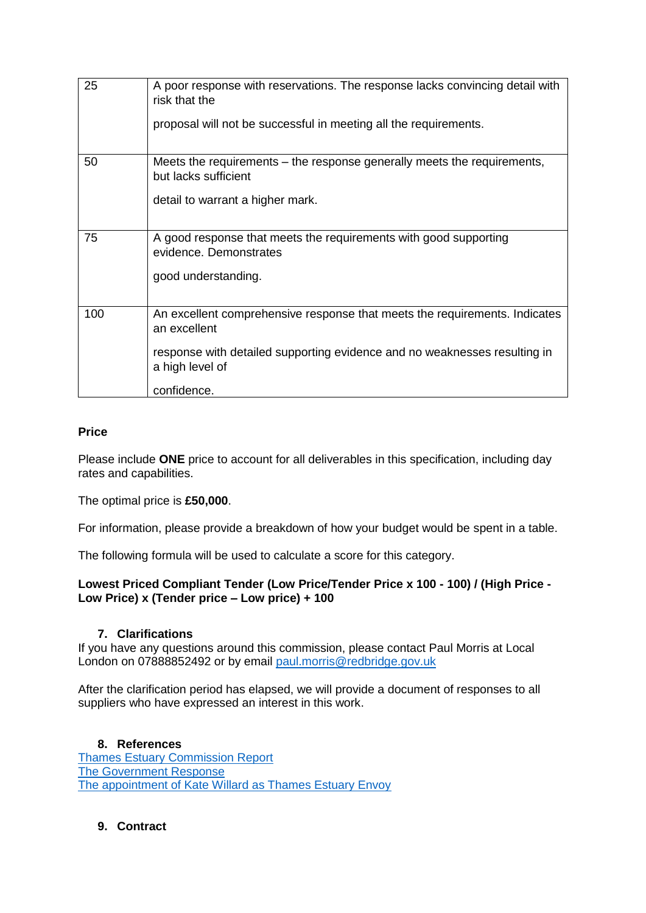| 25 | A poor response with reservations. The response lacks convincing detail with risk that the proposal will not be successful in meeting all the requirements. |
|---|---|
| 50 | Meets the requirements – the response generally meets the requirements, but lacks sufficient detail to warrant a higher mark. |
| 75 | A good response that meets the requirements with good supporting evidence. Demonstrates good understanding. |
| 100 | An excellent comprehensive response that meets the requirements. Indicates an excellent response with detailed supporting evidence and no weaknesses resulting in a high level of confidence. |

**Price**

Please include **ONE** price to account for all deliverables in this specification, including day rates and capabilities.

The optimal price is **£50,000**.

For information, please provide a breakdown of how your budget would be spent in a table.

The following formula will be used to calculate a score for this category.

**Lowest Priced Compliant Tender (Low Price/Tender Price x 100 - 100) / (High Price - Low Price) x (Tender price – Low price) + 100**

## 7. Clarifications

If you have any questions around this commission, please contact Paul Morris at Local London on 07888852492 or by email paul.morris@redbridge.gov.uk

After the clarification period has elapsed, we will provide a document of responses to all suppliers who have expressed an interest in this work.

## 8. References

Thames Estuary Commission Report
The Government Response
The appointment of Kate Willard as Thames Estuary Envoy

## 9. Contract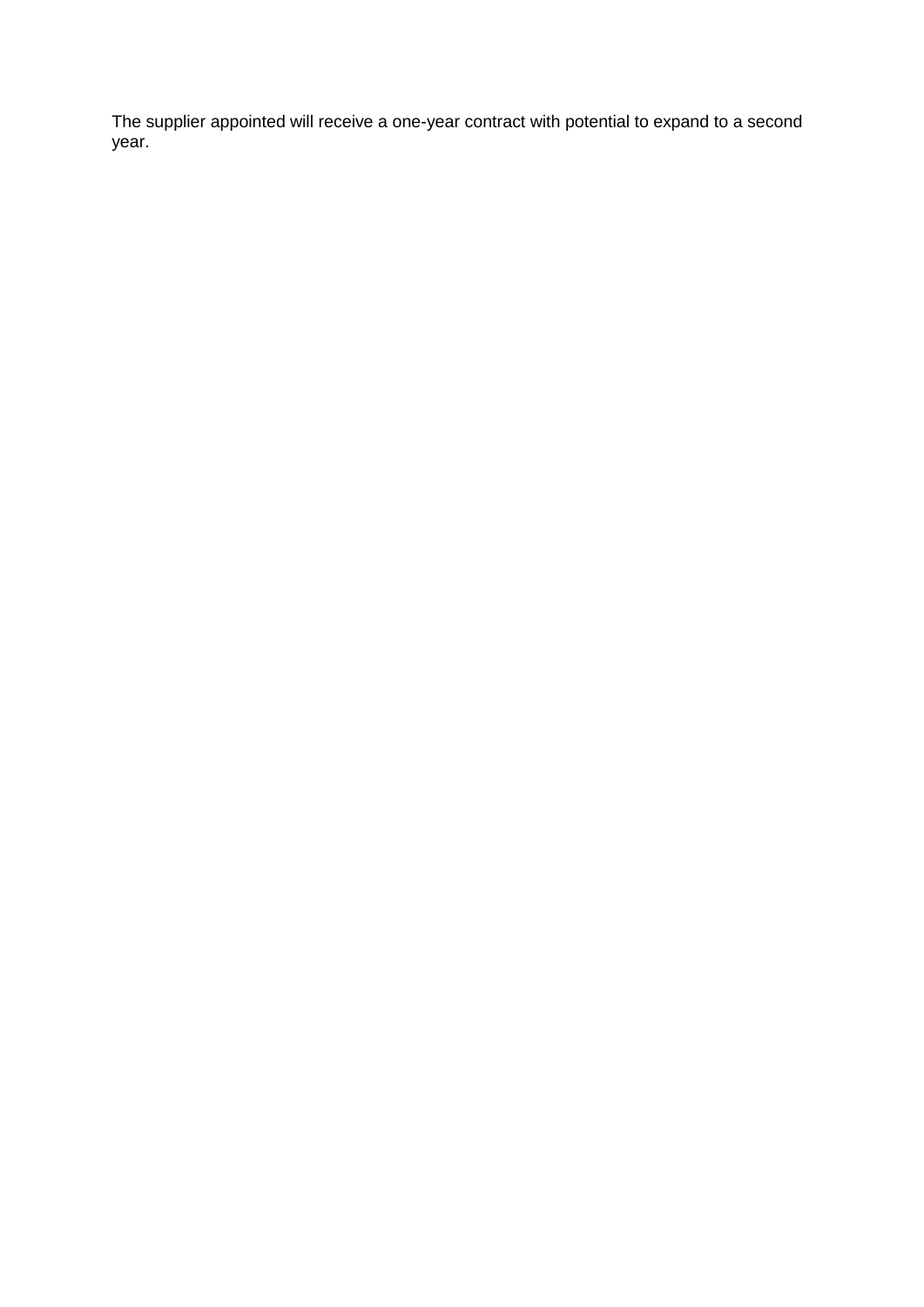The supplier appointed will receive a one-year contract with potential to expand to a second year.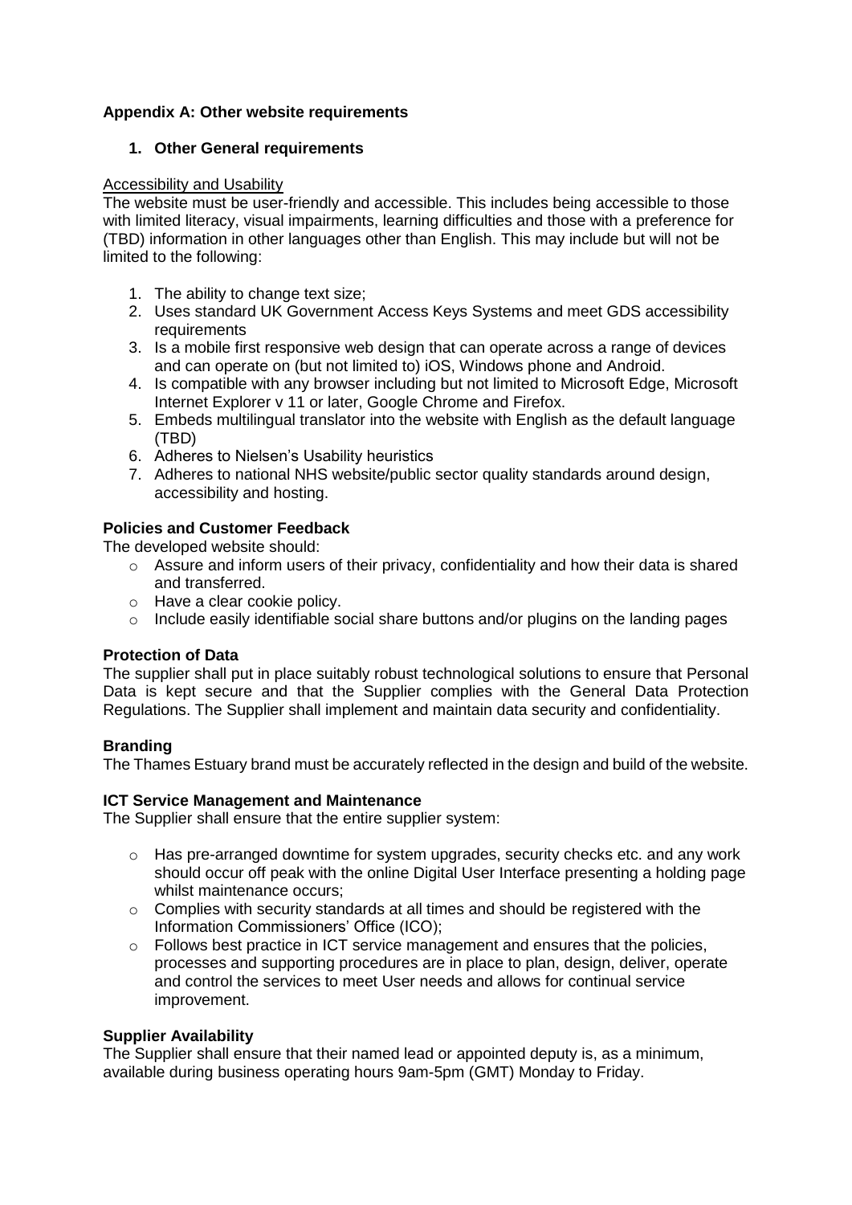**Appendix A: Other website requirements**

1. **Other General requirements**

Accessibility and Usability

The website must be user-friendly and accessible. This includes being accessible to those with limited literacy, visual impairments, learning difficulties and those with a preference for (TBD) information in other languages other than English. This may include but will not be limited to the following:

1. The ability to change text size;
2. Uses standard UK Government Access Keys Systems and meet GDS accessibility requirements
3. Is a mobile first responsive web design that can operate across a range of devices and can operate on (but not limited to) iOS, Windows phone and Android.
4. Is compatible with any browser including but not limited to Microsoft Edge, Microsoft Internet Explorer v 11 or later, Google Chrome and Firefox.
5. Embeds multilingual translator into the website with English as the default language (TBD)
6. Adheres to Nielsen's Usability heuristics
7. Adheres to national NHS website/public sector quality standards around design, accessibility and hosting.

**Policies and Customer Feedback**

The developed website should:

- Assure and inform users of their privacy, confidentiality and how their data is shared and transferred.
- Have a clear cookie policy.
- Include easily identifiable social share buttons and/or plugins on the landing pages

**Protection of Data**

The supplier shall put in place suitably robust technological solutions to ensure that Personal Data is kept secure and that the Supplier complies with the General Data Protection Regulations. The Supplier shall implement and maintain data security and confidentiality.

**Branding**

The Thames Estuary brand must be accurately reflected in the design and build of the website.

**ICT Service Management and Maintenance**

The Supplier shall ensure that the entire supplier system:

- Has pre-arranged downtime for system upgrades, security checks etc. and any work should occur off peak with the online Digital User Interface presenting a holding page whilst maintenance occurs;
- Complies with security standards at all times and should be registered with the Information Commissioners' Office (ICO);
- Follows best practice in ICT service management and ensures that the policies, processes and supporting procedures are in place to plan, design, deliver, operate and control the services to meet User needs and allows for continual service improvement.

**Supplier Availability**

The Supplier shall ensure that their named lead or appointed deputy is, as a minimum, available during business operating hours 9am-5pm (GMT) Monday to Friday.